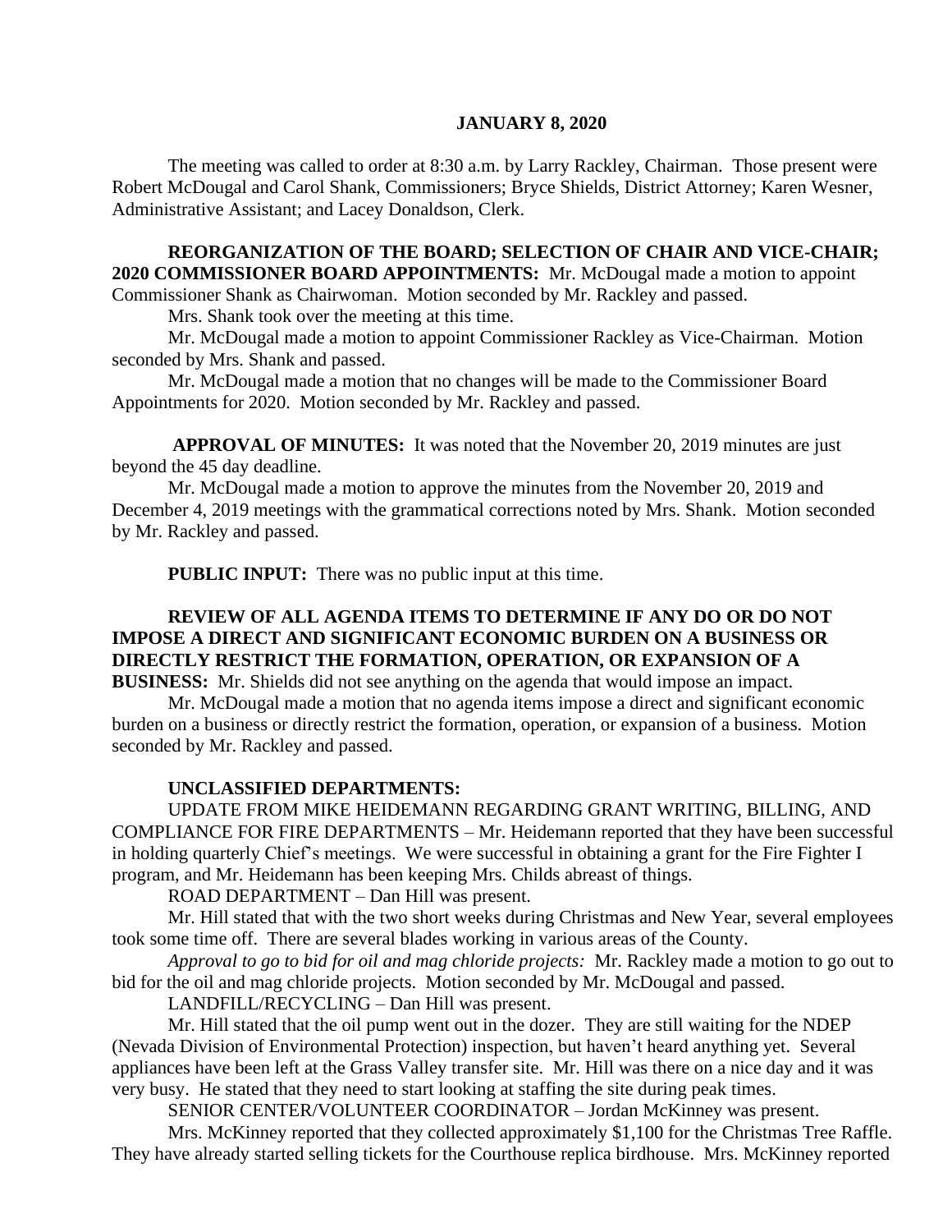**JANUARY 8, 2020**

The meeting was called to order at 8:30 a.m. by Larry Rackley, Chairman. Those present were Robert McDougal and Carol Shank, Commissioners; Bryce Shields, District Attorney; Karen Wesner, Administrative Assistant; and Lacey Donaldson, Clerk.

**REORGANIZATION OF THE BOARD; SELECTION OF CHAIR AND VICE-CHAIR; 2020 COMMISSIONER BOARD APPOINTMENTS:** Mr. McDougal made a motion to appoint Commissioner Shank as Chairwoman. Motion seconded by Mr. Rackley and passed.

Mrs. Shank took over the meeting at this time.

Mr. McDougal made a motion to appoint Commissioner Rackley as Vice-Chairman. Motion seconded by Mrs. Shank and passed.

Mr. McDougal made a motion that no changes will be made to the Commissioner Board Appointments for 2020. Motion seconded by Mr. Rackley and passed.

**APPROVAL OF MINUTES:** It was noted that the November 20, 2019 minutes are just beyond the 45 day deadline.

Mr. McDougal made a motion to approve the minutes from the November 20, 2019 and December 4, 2019 meetings with the grammatical corrections noted by Mrs. Shank. Motion seconded by Mr. Rackley and passed.

**PUBLIC INPUT:** There was no public input at this time.

**REVIEW OF ALL AGENDA ITEMS TO DETERMINE IF ANY DO OR DO NOT IMPOSE A DIRECT AND SIGNIFICANT ECONOMIC BURDEN ON A BUSINESS OR DIRECTLY RESTRICT THE FORMATION, OPERATION, OR EXPANSION OF A BUSINESS:** Mr. Shields did not see anything on the agenda that would impose an impact.

Mr. McDougal made a motion that no agenda items impose a direct and significant economic burden on a business or directly restrict the formation, operation, or expansion of a business. Motion seconded by Mr. Rackley and passed.

**UNCLASSIFIED DEPARTMENTS:**

UPDATE FROM MIKE HEIDEMANN REGARDING GRANT WRITING, BILLING, AND COMPLIANCE FOR FIRE DEPARTMENTS – Mr. Heidemann reported that they have been successful in holding quarterly Chief's meetings. We were successful in obtaining a grant for the Fire Fighter I program, and Mr. Heidemann has been keeping Mrs. Childs abreast of things.

ROAD DEPARTMENT – Dan Hill was present.

Mr. Hill stated that with the two short weeks during Christmas and New Year, several employees took some time off. There are several blades working in various areas of the County.

*Approval to go to bid for oil and mag chloride projects:* Mr. Rackley made a motion to go out to bid for the oil and mag chloride projects. Motion seconded by Mr. McDougal and passed.

LANDFILL/RECYCLING – Dan Hill was present.

Mr. Hill stated that the oil pump went out in the dozer. They are still waiting for the NDEP (Nevada Division of Environmental Protection) inspection, but haven't heard anything yet. Several appliances have been left at the Grass Valley transfer site. Mr. Hill was there on a nice day and it was very busy. He stated that they need to start looking at staffing the site during peak times.

SENIOR CENTER/VOLUNTEER COORDINATOR – Jordan McKinney was present.

Mrs. McKinney reported that they collected approximately $1,100 for the Christmas Tree Raffle. They have already started selling tickets for the Courthouse replica birdhouse. Mrs. McKinney reported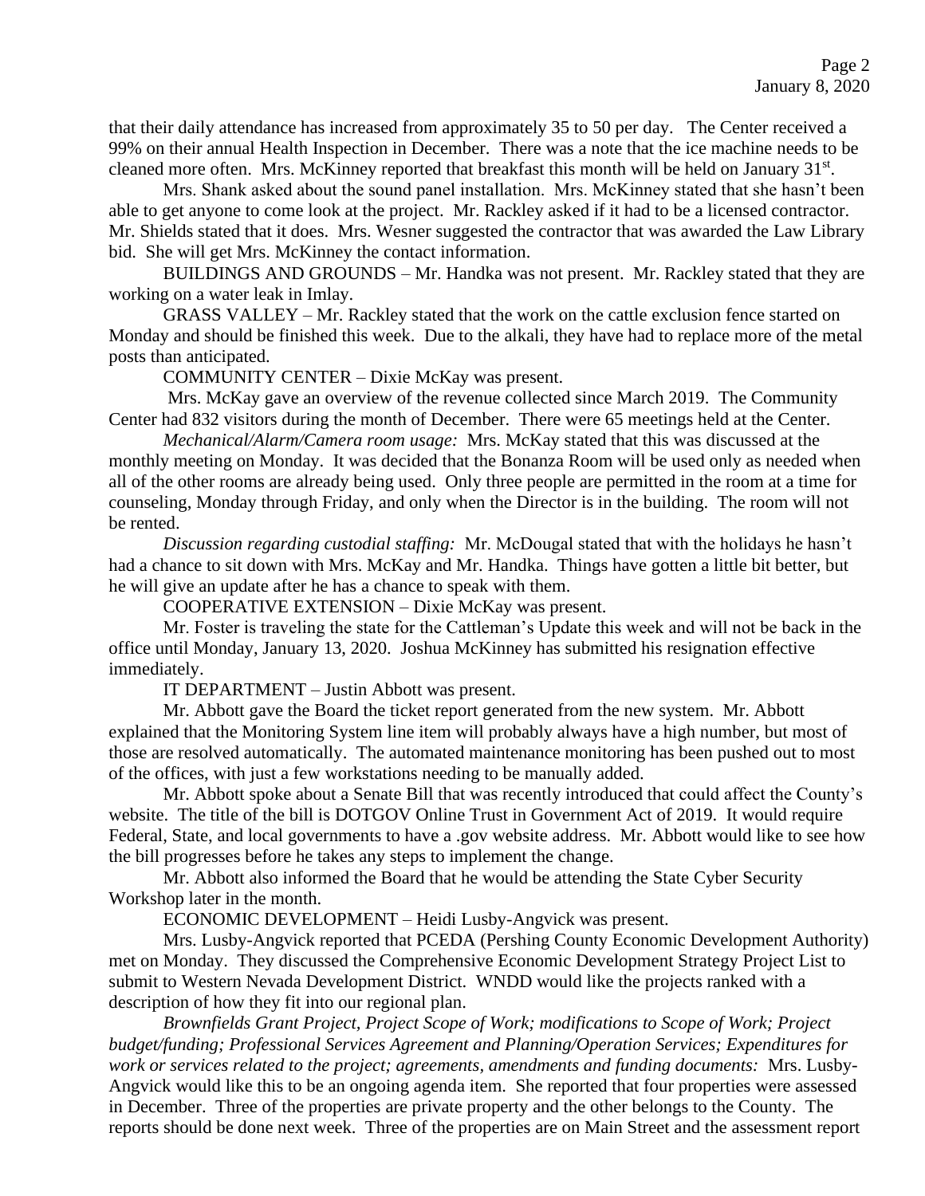that their daily attendance has increased from approximately 35 to 50 per day. The Center received a 99% on their annual Health Inspection in December. There was a note that the ice machine needs to be cleaned more often. Mrs. McKinney reported that breakfast this month will be held on January 31st.

Mrs. Shank asked about the sound panel installation. Mrs. McKinney stated that she hasn't been able to get anyone to come look at the project. Mr. Rackley asked if it had to be a licensed contractor. Mr. Shields stated that it does. Mrs. Wesner suggested the contractor that was awarded the Law Library bid. She will get Mrs. McKinney the contact information.

BUILDINGS AND GROUNDS – Mr. Handka was not present. Mr. Rackley stated that they are working on a water leak in Imlay.

GRASS VALLEY – Mr. Rackley stated that the work on the cattle exclusion fence started on Monday and should be finished this week. Due to the alkali, they have had to replace more of the metal posts than anticipated.

COMMUNITY CENTER – Dixie McKay was present.

Mrs. McKay gave an overview of the revenue collected since March 2019. The Community Center had 832 visitors during the month of December. There were 65 meetings held at the Center.

*Mechanical/Alarm/Camera room usage:* Mrs. McKay stated that this was discussed at the monthly meeting on Monday. It was decided that the Bonanza Room will be used only as needed when all of the other rooms are already being used. Only three people are permitted in the room at a time for counseling, Monday through Friday, and only when the Director is in the building. The room will not be rented.

*Discussion regarding custodial staffing:* Mr. McDougal stated that with the holidays he hasn't had a chance to sit down with Mrs. McKay and Mr. Handka. Things have gotten a little bit better, but he will give an update after he has a chance to speak with them.

COOPERATIVE EXTENSION – Dixie McKay was present.

Mr. Foster is traveling the state for the Cattleman's Update this week and will not be back in the office until Monday, January 13, 2020. Joshua McKinney has submitted his resignation effective immediately.

IT DEPARTMENT – Justin Abbott was present.

Mr. Abbott gave the Board the ticket report generated from the new system. Mr. Abbott explained that the Monitoring System line item will probably always have a high number, but most of those are resolved automatically. The automated maintenance monitoring has been pushed out to most of the offices, with just a few workstations needing to be manually added.

Mr. Abbott spoke about a Senate Bill that was recently introduced that could affect the County's website. The title of the bill is DOTGOV Online Trust in Government Act of 2019. It would require Federal, State, and local governments to have a .gov website address. Mr. Abbott would like to see how the bill progresses before he takes any steps to implement the change.

Mr. Abbott also informed the Board that he would be attending the State Cyber Security Workshop later in the month.

ECONOMIC DEVELOPMENT – Heidi Lusby-Angvick was present.

Mrs. Lusby-Angvick reported that PCEDA (Pershing County Economic Development Authority) met on Monday. They discussed the Comprehensive Economic Development Strategy Project List to submit to Western Nevada Development District. WNDD would like the projects ranked with a description of how they fit into our regional plan.

*Brownfields Grant Project, Project Scope of Work; modifications to Scope of Work; Project budget/funding; Professional Services Agreement and Planning/Operation Services; Expenditures for work or services related to the project; agreements, amendments and funding documents:* Mrs. Lusby-Angvick would like this to be an ongoing agenda item. She reported that four properties were assessed in December. Three of the properties are private property and the other belongs to the County. The reports should be done next week. Three of the properties are on Main Street and the assessment report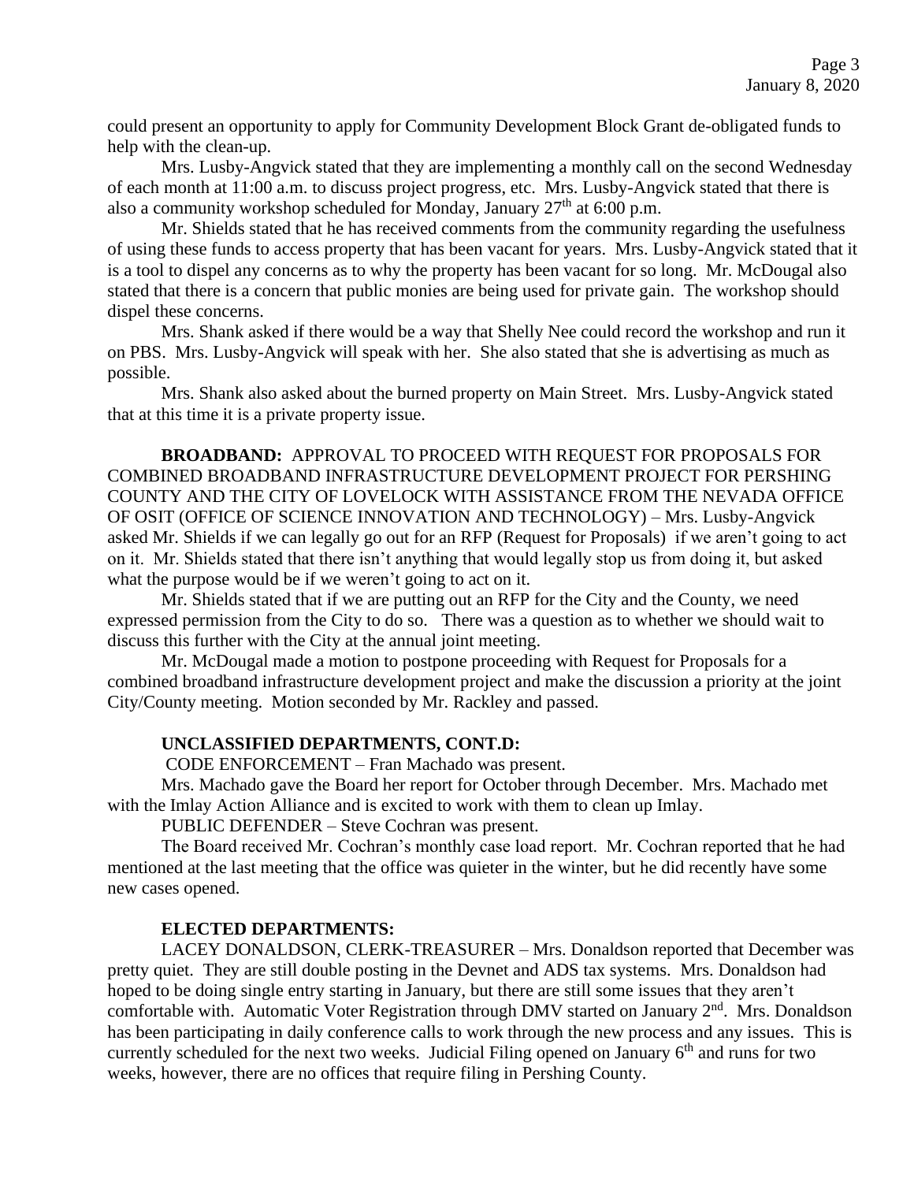could present an opportunity to apply for Community Development Block Grant de-obligated funds to help with the clean-up.

Mrs. Lusby-Angvick stated that they are implementing a monthly call on the second Wednesday of each month at 11:00 a.m. to discuss project progress, etc. Mrs. Lusby-Angvick stated that there is also a community workshop scheduled for Monday, January 27th at 6:00 p.m.

Mr. Shields stated that he has received comments from the community regarding the usefulness of using these funds to access property that has been vacant for years. Mrs. Lusby-Angvick stated that it is a tool to dispel any concerns as to why the property has been vacant for so long. Mr. McDougal also stated that there is a concern that public monies are being used for private gain. The workshop should dispel these concerns.

Mrs. Shank asked if there would be a way that Shelly Nee could record the workshop and run it on PBS. Mrs. Lusby-Angvick will speak with her. She also stated that she is advertising as much as possible.

Mrs. Shank also asked about the burned property on Main Street. Mrs. Lusby-Angvick stated that at this time it is a private property issue.

**BROADBAND:** APPROVAL TO PROCEED WITH REQUEST FOR PROPOSALS FOR COMBINED BROADBAND INFRASTRUCTURE DEVELOPMENT PROJECT FOR PERSHING COUNTY AND THE CITY OF LOVELOCK WITH ASSISTANCE FROM THE NEVADA OFFICE OF OSIT (OFFICE OF SCIENCE INNOVATION AND TECHNOLOGY) – Mrs. Lusby-Angvick asked Mr. Shields if we can legally go out for an RFP (Request for Proposals) if we aren't going to act on it. Mr. Shields stated that there isn't anything that would legally stop us from doing it, but asked what the purpose would be if we weren't going to act on it.

Mr. Shields stated that if we are putting out an RFP for the City and the County, we need expressed permission from the City to do so. There was a question as to whether we should wait to discuss this further with the City at the annual joint meeting.

Mr. McDougal made a motion to postpone proceeding with Request for Proposals for a combined broadband infrastructure development project and make the discussion a priority at the joint City/County meeting. Motion seconded by Mr. Rackley and passed.

**UNCLASSIFIED DEPARTMENTS, CONT.D:**

CODE ENFORCEMENT – Fran Machado was present.

Mrs. Machado gave the Board her report for October through December. Mrs. Machado met with the Imlay Action Alliance and is excited to work with them to clean up Imlay.

PUBLIC DEFENDER – Steve Cochran was present.

The Board received Mr. Cochran's monthly case load report. Mr. Cochran reported that he had mentioned at the last meeting that the office was quieter in the winter, but he did recently have some new cases opened.

**ELECTED DEPARTMENTS:**

LACEY DONALDSON, CLERK-TREASURER – Mrs. Donaldson reported that December was pretty quiet. They are still double posting in the Devnet and ADS tax systems. Mrs. Donaldson had hoped to be doing single entry starting in January, but there are still some issues that they aren't comfortable with. Automatic Voter Registration through DMV started on January 2nd. Mrs. Donaldson has been participating in daily conference calls to work through the new process and any issues. This is currently scheduled for the next two weeks. Judicial Filing opened on January 6th and runs for two weeks, however, there are no offices that require filing in Pershing County.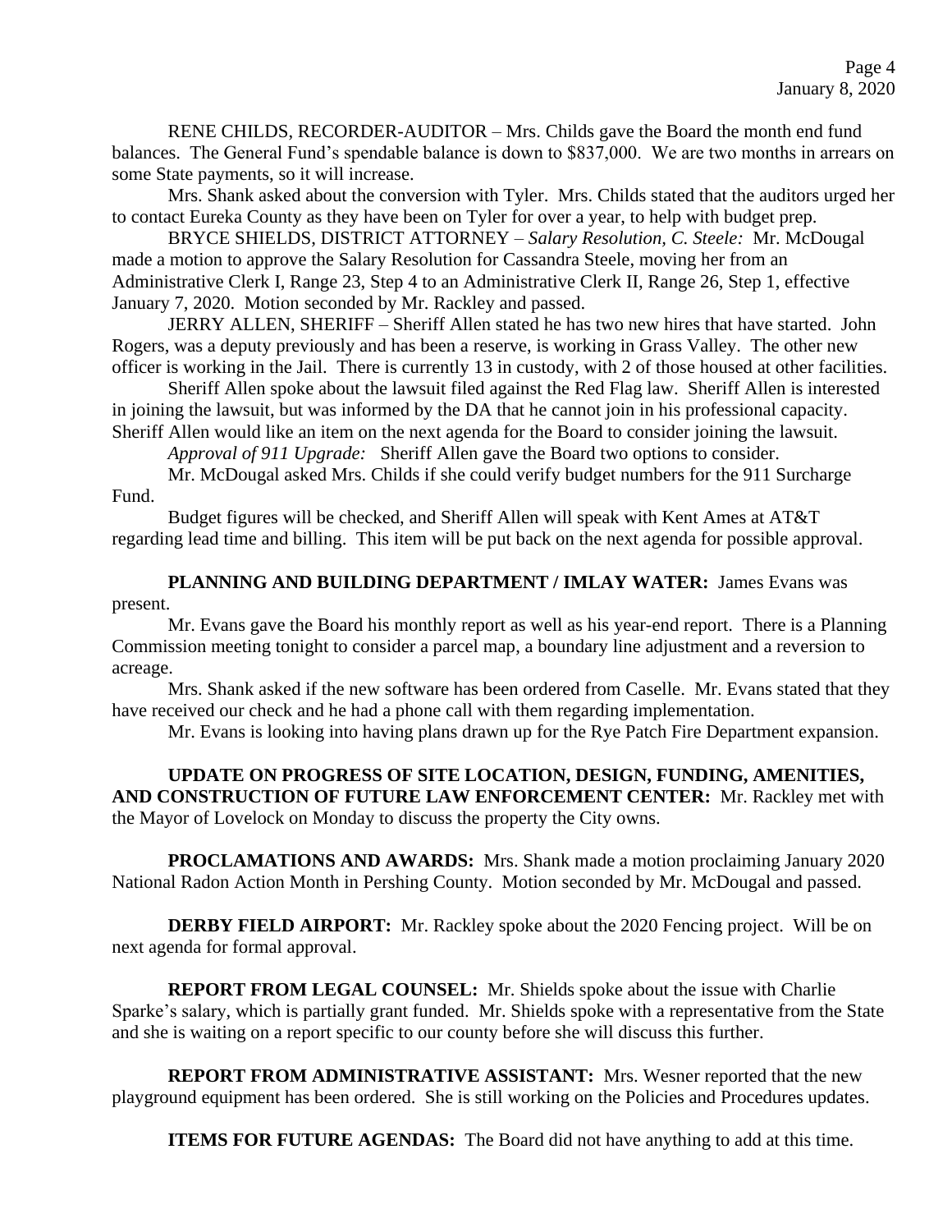RENE CHILDS, RECORDER-AUDITOR – Mrs. Childs gave the Board the month end fund balances. The General Fund's spendable balance is down to $837,000. We are two months in arrears on some State payments, so it will increase.

Mrs. Shank asked about the conversion with Tyler. Mrs. Childs stated that the auditors urged her to contact Eureka County as they have been on Tyler for over a year, to help with budget prep.

BRYCE SHIELDS, DISTRICT ATTORNEY – *Salary Resolution, C. Steele:* Mr. McDougal made a motion to approve the Salary Resolution for Cassandra Steele, moving her from an Administrative Clerk I, Range 23, Step 4 to an Administrative Clerk II, Range 26, Step 1, effective January 7, 2020. Motion seconded by Mr. Rackley and passed.

JERRY ALLEN, SHERIFF – Sheriff Allen stated he has two new hires that have started. John Rogers, was a deputy previously and has been a reserve, is working in Grass Valley. The other new officer is working in the Jail. There is currently 13 in custody, with 2 of those housed at other facilities.

Sheriff Allen spoke about the lawsuit filed against the Red Flag law. Sheriff Allen is interested in joining the lawsuit, but was informed by the DA that he cannot join in his professional capacity. Sheriff Allen would like an item on the next agenda for the Board to consider joining the lawsuit.

*Approval of 911 Upgrade:* Sheriff Allen gave the Board two options to consider.

Mr. McDougal asked Mrs. Childs if she could verify budget numbers for the 911 Surcharge Fund.

Budget figures will be checked, and Sheriff Allen will speak with Kent Ames at AT&T regarding lead time and billing. This item will be put back on the next agenda for possible approval.

**PLANNING AND BUILDING DEPARTMENT / IMLAY WATER:** James Evans was present.

Mr. Evans gave the Board his monthly report as well as his year-end report. There is a Planning Commission meeting tonight to consider a parcel map, a boundary line adjustment and a reversion to acreage.

Mrs. Shank asked if the new software has been ordered from Caselle. Mr. Evans stated that they have received our check and he had a phone call with them regarding implementation.

Mr. Evans is looking into having plans drawn up for the Rye Patch Fire Department expansion.

**UPDATE ON PROGRESS OF SITE LOCATION, DESIGN, FUNDING, AMENITIES, AND CONSTRUCTION OF FUTURE LAW ENFORCEMENT CENTER:** Mr. Rackley met with the Mayor of Lovelock on Monday to discuss the property the City owns.

**PROCLAMATIONS AND AWARDS:** Mrs. Shank made a motion proclaiming January 2020 National Radon Action Month in Pershing County. Motion seconded by Mr. McDougal and passed.

**DERBY FIELD AIRPORT:** Mr. Rackley spoke about the 2020 Fencing project. Will be on next agenda for formal approval.

**REPORT FROM LEGAL COUNSEL:** Mr. Shields spoke about the issue with Charlie Sparke's salary, which is partially grant funded. Mr. Shields spoke with a representative from the State and she is waiting on a report specific to our county before she will discuss this further.

**REPORT FROM ADMINISTRATIVE ASSISTANT:** Mrs. Wesner reported that the new playground equipment has been ordered. She is still working on the Policies and Procedures updates.

**ITEMS FOR FUTURE AGENDAS:** The Board did not have anything to add at this time.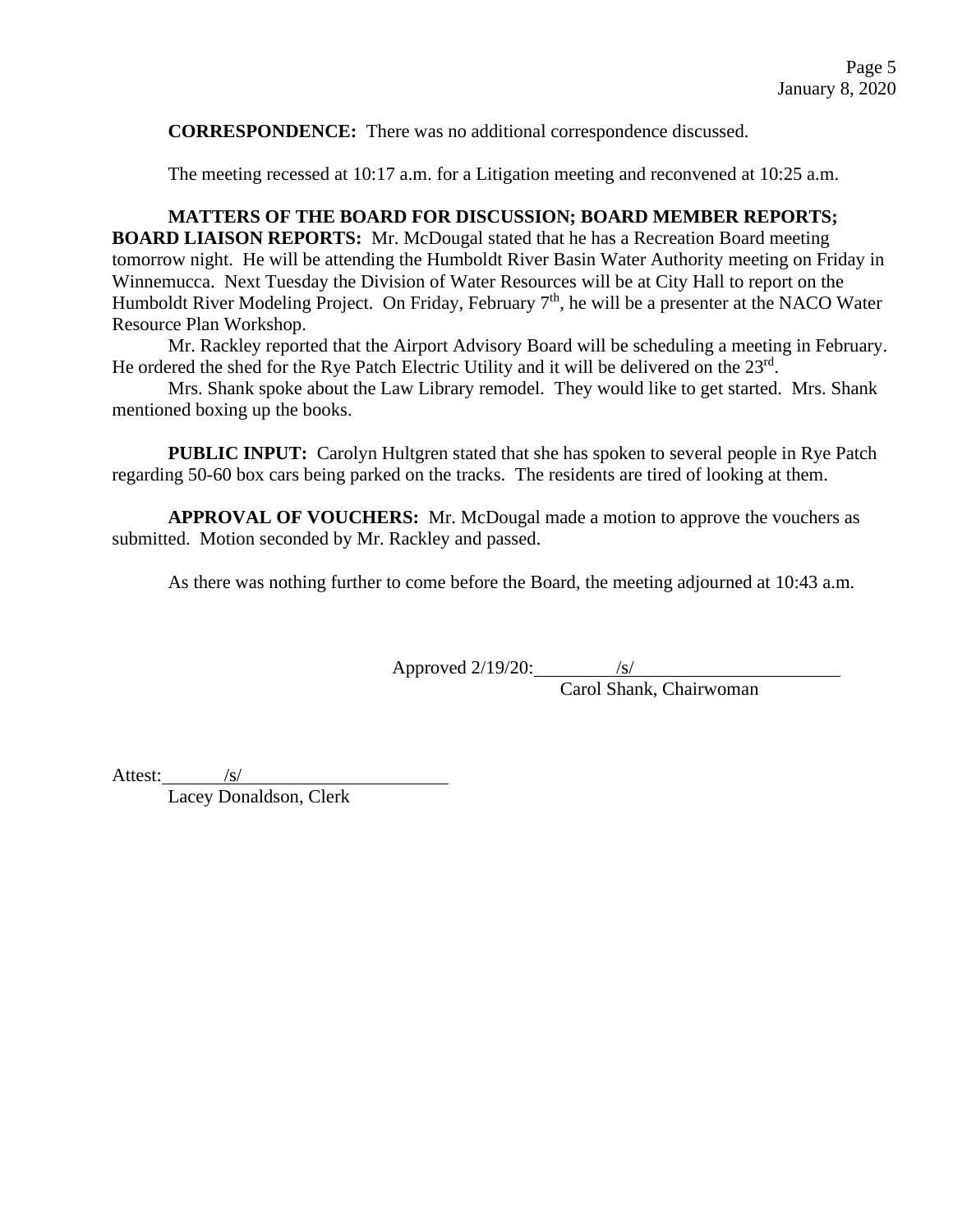**CORRESPONDENCE:** There was no additional correspondence discussed.

The meeting recessed at 10:17 a.m. for a Litigation meeting and reconvened at 10:25 a.m.

**MATTERS OF THE BOARD FOR DISCUSSION; BOARD MEMBER REPORTS; BOARD LIAISON REPORTS:** Mr. McDougal stated that he has a Recreation Board meeting tomorrow night. He will be attending the Humboldt River Basin Water Authority meeting on Friday in Winnemucca. Next Tuesday the Division of Water Resources will be at City Hall to report on the Humboldt River Modeling Project. On Friday, February 7th, he will be a presenter at the NACO Water Resource Plan Workshop.

Mr. Rackley reported that the Airport Advisory Board will be scheduling a meeting in February. He ordered the shed for the Rye Patch Electric Utility and it will be delivered on the 23rd.

Mrs. Shank spoke about the Law Library remodel. They would like to get started. Mrs. Shank mentioned boxing up the books.

**PUBLIC INPUT:** Carolyn Hultgren stated that she has spoken to several people in Rye Patch regarding 50-60 box cars being parked on the tracks. The residents are tired of looking at them.

**APPROVAL OF VOUCHERS:** Mr. McDougal made a motion to approve the vouchers as submitted. Motion seconded by Mr. Rackley and passed.

As there was nothing further to come before the Board, the meeting adjourned at 10:43 a.m.

Approved 2/19/20: /s/
Carol Shank, Chairwoman

Attest: /s/
Lacey Donaldson, Clerk